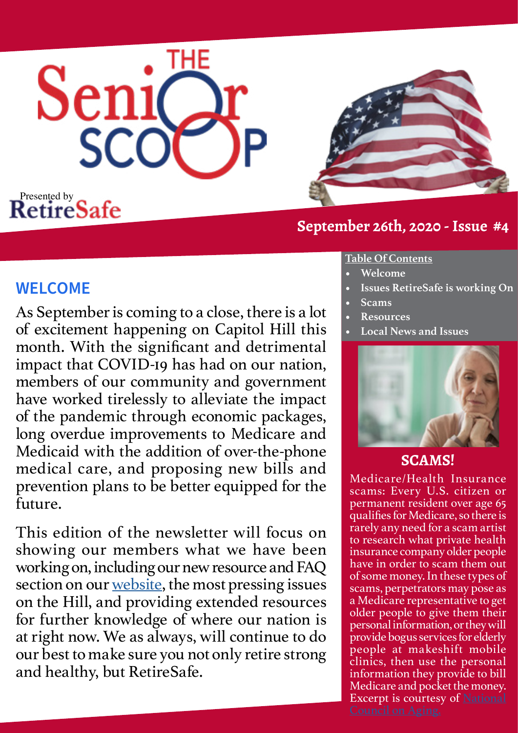# THE Senior SCOOP

Presented by RetireSafe

**September 26th, 2020 - Issue #4**

## WELCOME

As September is coming to a close, there is a lot of excitement happening on Capitol Hill this month. With the significant and detrimental impact that COVID-19 has had on our nation, members of our community and government have worked tirelessly to alleviate the impact of the pandemic through economic packages, long overdue improvements to Medicare and Medicaid with the addition of over-the-phone medical care, and proposing new bills and prevention plans to be better equipped for the future.

This edition of the newsletter will focus on showing our members what we have been working on, including our new resource and FAQ section on our website, the most pressing issues on the Hill, and providing extended resources for further knowledge of where our nation is at right now. We as always, will continue to do our best to make sure you not only retire strong and healthy, but RetireSafe.

**Table Of Contents**

- Welcome
- Issues RetireSafe is working On
- Scams
- Resources
- Local News and Issues

## SCAMS!

Medicare/Health Insurance scams: Every U.S. citizen or permanent resident over age 65 qualifies for Medicare, so there is rarely any need for a scam artist to research what private health insurance company older people have in order to scam them out of some money. In these types of scams, perpetrators may pose as a Medicare representative to get older people to give them their personal information, or they will provide bogus services for elderly people at makeshift mobile clinics, then use the personal information they provide to bill Medicare and pocket the money. Excerpt is courtesy of National Council on Aging.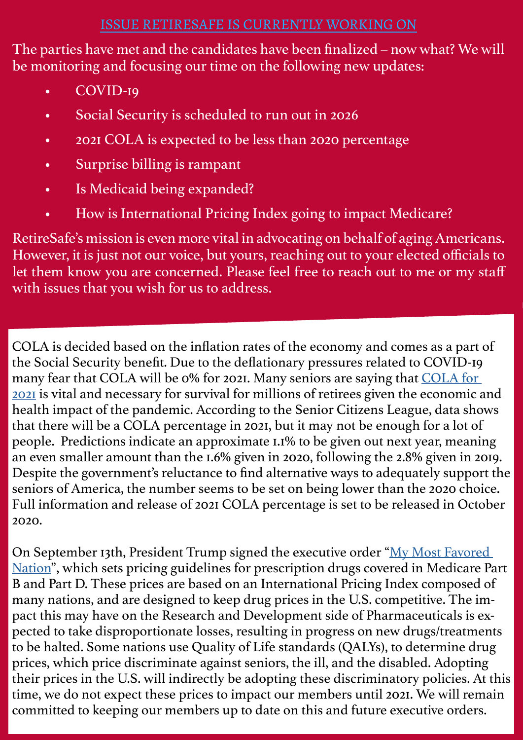## ISSUE RETIRESAFE IS CURRENTLY WORKING ON

The parties have met and the candidates have been finalized – now what? We will be monitoring and focusing our time on the following new updates:

- COVID-19
- Social Security is scheduled to run out in 2026
- 2021 COLA is expected to be less than 2020 percentage
- Surprise billing is rampant
- Is Medicaid being expanded?
- How is International Pricing Index going to impact Medicare?

RetireSafe's mission is even more vital in advocating on behalf of aging Americans. However, it is just not our voice, but yours, reaching out to your elected officials to let them know you are concerned. Please feel free to reach out to me or my staff with issues that you wish for us to address.

COLA is decided based on the inflation rates of the economy and comes as a part of the Social Security benefit. Due to the deflationary pressures related to COVID-19 many fear that COLA will be 0% for 2021. Many seniors are saying that COLA for 2021 is vital and necessary for survival for millions of retirees given the economic and health impact of the pandemic. According to the Senior Citizens League, data shows that there will be a COLA percentage in 2021, but it may not be enough for a lot of people. Predictions indicate an approximate 1.1% to be given out next year, meaning an even smaller amount than the 1.6% given in 2020, following the 2.8% given in 2019. Despite the government's reluctance to find alternative ways to adequately support the seniors of America, the number seems to be set on being lower than the 2020 choice. Full information and release of 2021 COLA percentage is set to be released in October 2020.

On September 13th, President Trump signed the executive order "My Most Favored Nation", which sets pricing guidelines for prescription drugs covered in Medicare Part B and Part D. These prices are based on an International Pricing Index composed of many nations, and are designed to keep drug prices in the U.S. competitive. The impact this may have on the Research and Development side of Pharmaceuticals is expected to take disproportionate losses, resulting in progress on new drugs/treatments to be halted. Some nations use Quality of Life standards (QALYs), to determine drug prices, which price discriminate against seniors, the ill, and the disabled. Adopting their prices in the U.S. will indirectly be adopting these discriminatory policies. At this time, we do not expect these prices to impact our members until 2021. We will remain committed to keeping our members up to date on this and future executive orders.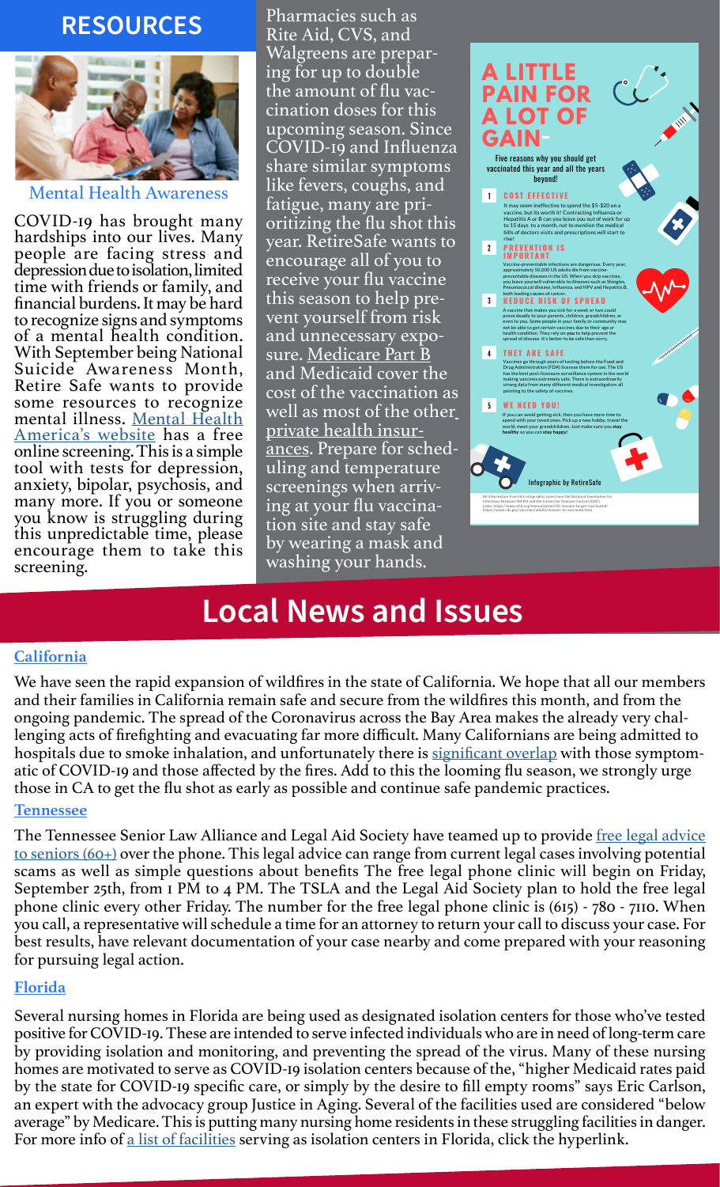## RESOURCES

### Mental Health Awareness

COVID-19 has brought many hardships into our lives. Many people are facing stress and depression due to isolation, limited time with friends or family, and financial burdens. It may be hard to recognize signs and symptoms of a mental health condition. With September being National Suicide Awareness Month, Retire Safe wants to provide some resources to recognize mental illness. Mental Health America's website has a free online screening. This is a simple tool with tests for depression, anxiety, bipolar, psychosis, and many more. If you or someone you know is struggling during this unpredictable time, please encourage them to take this screening.

Pharmacies such as Rite Aid, CVS, and Walgreens are preparing for up to double the amount of flu vaccination doses for this upcoming season. Since COVID-19 and Influenza share similar symptoms like fevers, coughs, and fatigue, many are prioritizing the flu shot this year. RetireSafe wants to encourage all of you to receive your flu vaccine this season to help prevent yourself from risk and unnecessary exposure. Medicare Part B and Medicaid cover the cost of the vaccination as well as most of the other private health insurances. Prepare for scheduling and temperature screenings when arriving at your flu vaccination site and stay safe by wearing a mask and washing your hands.

### A LITTLE PAIN FOR A LOT OF GAIN

Five reasons why you should get vaccinated this year and all the years beyond!

1. **COST EFFECTIVE**
   It may seem ineffective to spend the $5-$20 on a vaccine, but its worth it! Contracting Influenza or Hepatitis A or B can you leave you out of work for up to 15 days to a month, not to mention the medical bills of doctors visits and prescriptions will start to rise!
2. **PREVENTION IS IMPORTANT**
   Vaccine-preventable infections are dangerous. Every year, approximately 50,000 US adults die from vaccine-preventable diseases in the US. When you skip vaccines, you leave yourself vulnerable to illnesses such as Shingles, Pneumococcal disease, Influenza, and HPV and Hepatitis B, both leading causes of cancer.
3. **REDUCE RISK OF SPREAD**
   A vaccine that makes you sick for a week or two could prove deadly to your parents, children, grandchildren, or even to you. Some people in your family or community may not be able to get certain vaccines due to their age or health condition. They rely on you to help prevent the spread of disease. It's better to be safe than sorry.
4. **THEY ARE SAFE**
   Vaccines go through years of testing before the Food and Drug Administration (FDA) licenses them for use. The US has the best post-licensure surveillance system in the world making vaccines extremely safe. There is extraordinarily strong data from many different medical investigators all pointing to the safety of vaccines.
5. **WE NEED YOU!**
   If you can avoid getting sick, then you have more time to spend with your loved ones. Pick up a new hobby, travel the world, meet your grandchildren. Just make sure you **stay healthy** so you can **stay happy!**

Infographic by RetireSafe

All information from this infographic came from the National Foundation for Infectious Diseases (NFID) and the Center for Disease Control (CDC)
Links: https://www.nfid.org/immunization/10-reasons-to-get-vaccinated/
https://www.cdc.gov/vaccines/adults/reasons-to-vaccinate.html

# Local News and Issues

### California

We have seen the rapid expansion of wildfires in the state of California. We hope that all our members and their families in California remain safe and secure from the wildfires this month, and from the ongoing pandemic. The spread of the Coronavirus across the Bay Area makes the already very challenging acts of firefighting and evacuating far more difficult. Many Californians are being admitted to hospitals due to smoke inhalation, and unfortunately there is significant overlap with those symptomatic of COVID-19 and those affected by the fires. Add to this the looming flu season, we strongly urge those in CA to get the flu shot as early as possible and continue safe pandemic practices.

### Tennessee

The Tennessee Senior Law Alliance and Legal Aid Society have teamed up to provide free legal advice to seniors (60+) over the phone. This legal advice can range from current legal cases involving potential scams as well as simple questions about benefits The free legal phone clinic will begin on Friday, September 25th, from 1 PM to 4 PM. The TSLA and the Legal Aid Society plan to hold the free legal phone clinic every other Friday. The number for the free legal phone clinic is (615) - 780 - 7110. When you call, a representative will schedule a time for an attorney to return your call to discuss your case. For best results, have relevant documentation of your case nearby and come prepared with your reasoning for pursuing legal action.

### Florida

Several nursing homes in Florida are being used as designated isolation centers for those who've tested positive for COVID-19. These are intended to serve infected individuals who are in need of long-term care by providing isolation and monitoring, and preventing the spread of the virus. Many of these nursing homes are motivated to serve as COVID-19 isolation centers because of the, "higher Medicaid rates paid by the state for COVID-19 specific care, or simply by the desire to fill empty rooms" says Eric Carlson, an expert with the advocacy group Justice in Aging. Several of the facilities used are considered "below average" by Medicare. This is putting many nursing home residents in these struggling facilities in danger. For more info of a list of facilities serving as isolation centers in Florida, click the hyperlink.